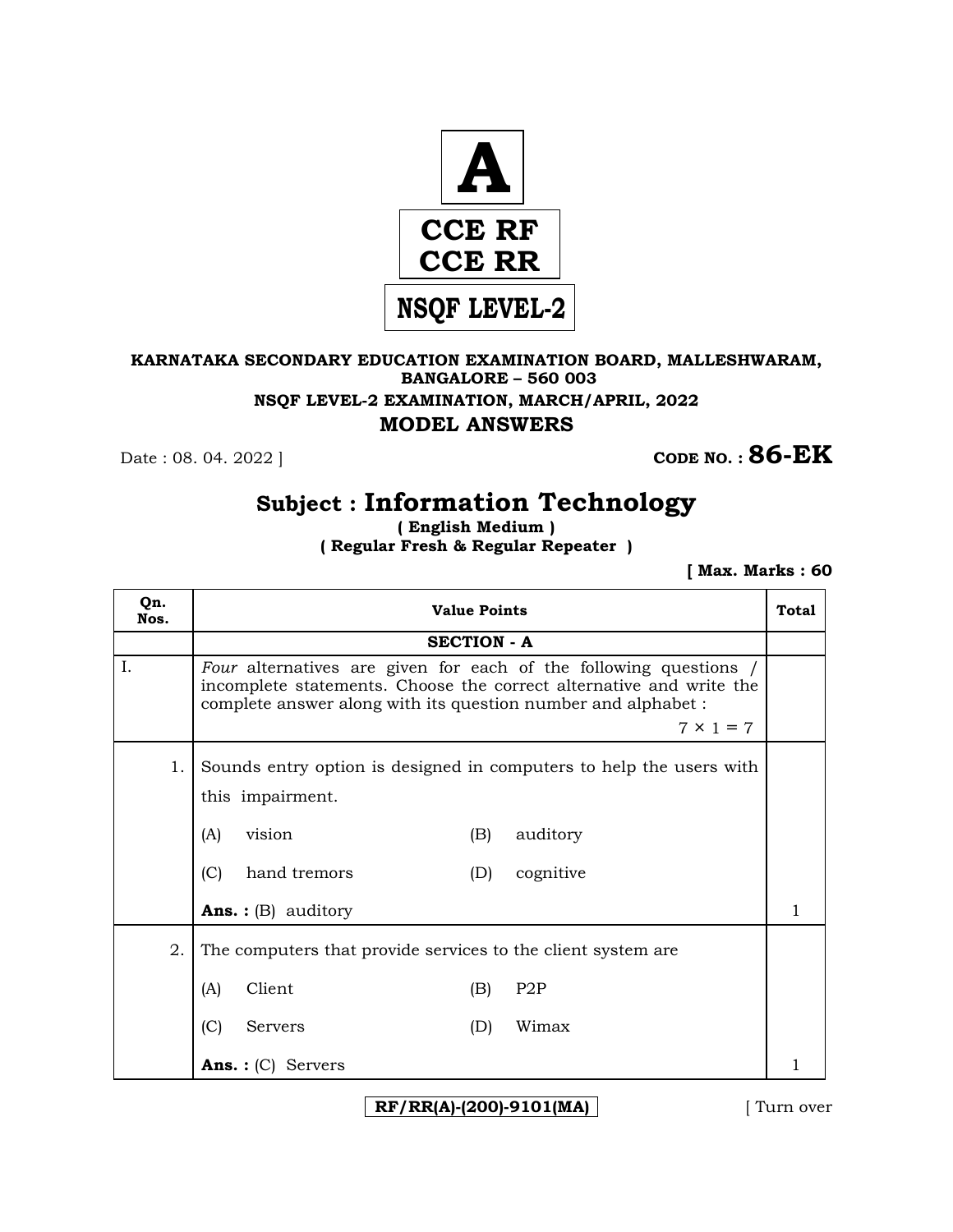**A**

**CCE RF**
**CCE RR**

**NSQF LEVEL-2**

**KARNATAKA SECONDARY EDUCATION EXAMINATION BOARD, MALLESHWARAM, BANGALORE – 560 003**

**NSQF LEVEL-2 EXAMINATION, MARCH/APRIL, 2022**

## MODEL ANSWERS

Date : 08. 04. 2022 ] **CODE NO. : 86-EK**

# Subject : Information Technology

**( English Medium )**
**( Regular Fresh & Regular Repeater )**

**[ Max. Marks : 60**

| Qn. Nos. | Value Points | Total |
|---|---|---|
| | **SECTION - A** | |
| I. | *Four* alternatives are given for each of the following questions / incomplete statements. Choose the correct alternative and write the complete answer along with its question number and alphabet : $7 \times 1 = 7$ | |
| 1. | Sounds entry option is designed in computers to help the users with this impairment.<br>(A) vision (B) auditory<br>(C) hand tremors (D) cognitive<br>**Ans. :** (B) auditory | 1 |
| 2. | The computers that provide services to the client system are<br>(A) Client (B) P2P<br>(C) Servers (D) Wimax<br>**Ans. :** (C) Servers | 1 |

RF/RR(A)-(200)-9101(MA) [ Turn over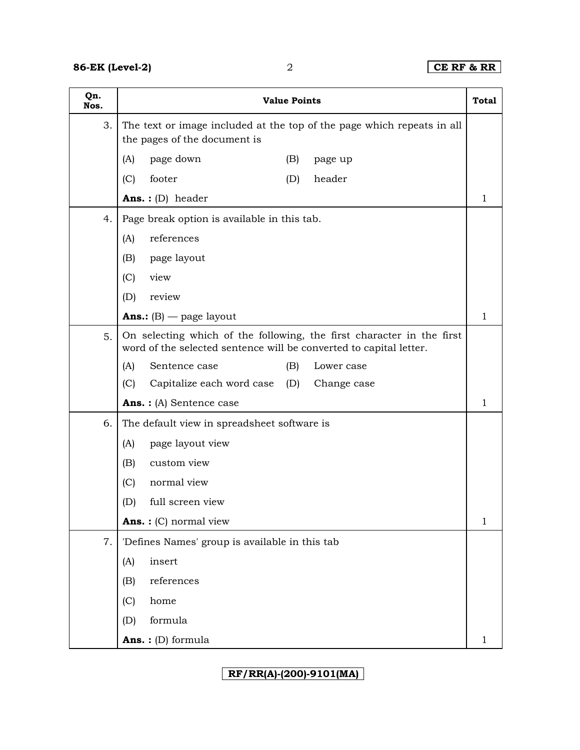| Qn. Nos. | Value Points | Total |
|---|---|---|
| 3. | The text or image included at the top of the page which repeats in all the pages of the document is<br>(A) page down (B) page up<br>(C) footer (D) header<br>**Ans. :** (D) header | 1 |
| 4. | Page break option is available in this tab.<br>(A) references<br>(B) page layout<br>(C) view<br>(D) review<br>**Ans.:** (B) — page layout | 1 |
| 5. | On selecting which of the following, the first character in the first word of the selected sentence will be converted to capital letter.<br>(A) Sentence case (B) Lower case<br>(C) Capitalize each word case (D) Change case<br>**Ans. :** (A) Sentence case | 1 |
| 6. | The default view in spreadsheet software is<br>(A) page layout view<br>(B) custom view<br>(C) normal view<br>(D) full screen view<br>**Ans. :** (C) normal view | 1 |
| 7. | 'Defines Names' group is available in this tab<br>(A) insert<br>(B) references<br>(C) home<br>(D) formula<br>**Ans. :** (D) formula | 1 |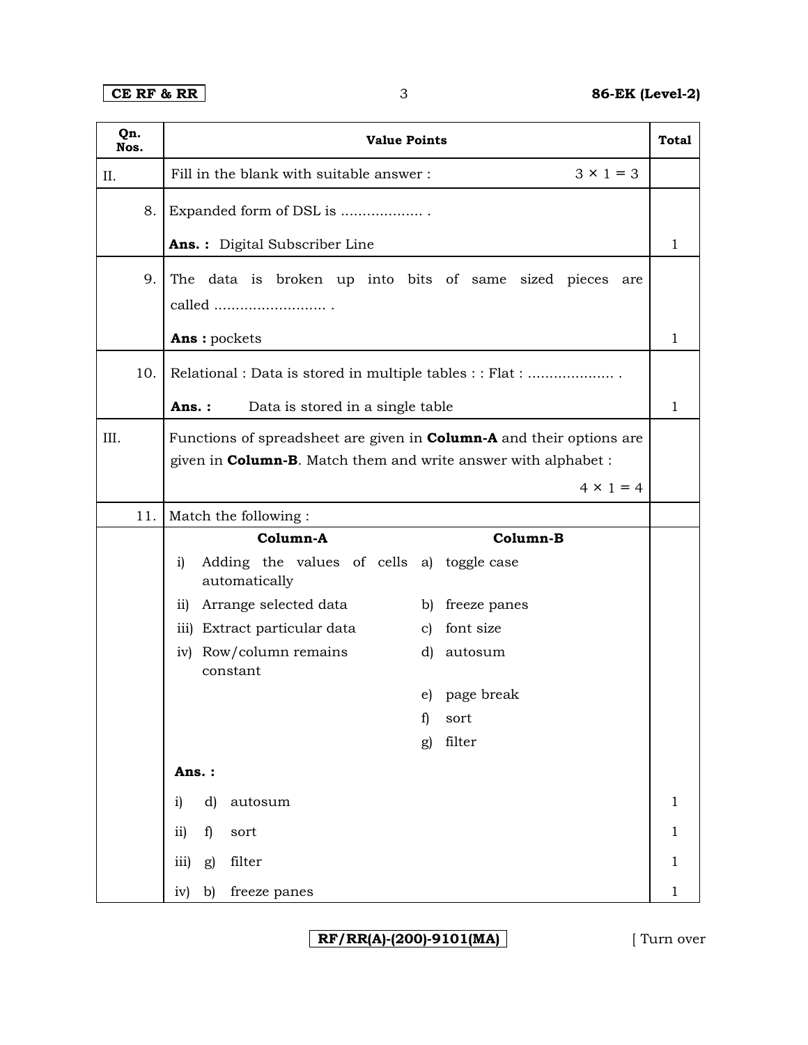| Qn. Nos. | Value Points | Total |
|---|---|---|
| II. | Fill in the blank with suitable answer : $3 \times 1 = 3$ | |
| 8. | Expanded form of DSL is ................... . | |
| | **Ans. :** Digital Subscriber Line | 1 |
| 9. | The data is broken up into bits of same sized pieces are called .......................... . | |
| | **Ans :** pockets | 1 |
| 10. | Relational : Data is stored in multiple tables : : Flat : .................... . | |
| | **Ans. :** Data is stored in a single table | 1 |
| III. | Functions of spreadsheet are given in **Column-A** and their options are given in **Column-B**. Match them and write answer with alphabet : $4 \times 1 = 4$ | |
| 11. | Match the following : | |

| Column-A | Column-B |
|---|---|
| i) Adding the values of cells automatically | a) toggle case |
| ii) Arrange selected data | b) freeze panes |
| iii) Extract particular data | c) font size |
| iv) Row/column remains constant | d) autosum |
| | e) page break |
| | f) sort |
| | g) filter |

**Ans. :**

| Answer | Total |
|---|---|
| i) d) autosum | 1 |
| ii) f) sort | 1 |
| iii) g) filter | 1 |
| iv) b) freeze panes | 1 |

RF/RR(A)-(200)-9101(MA) [ Turn over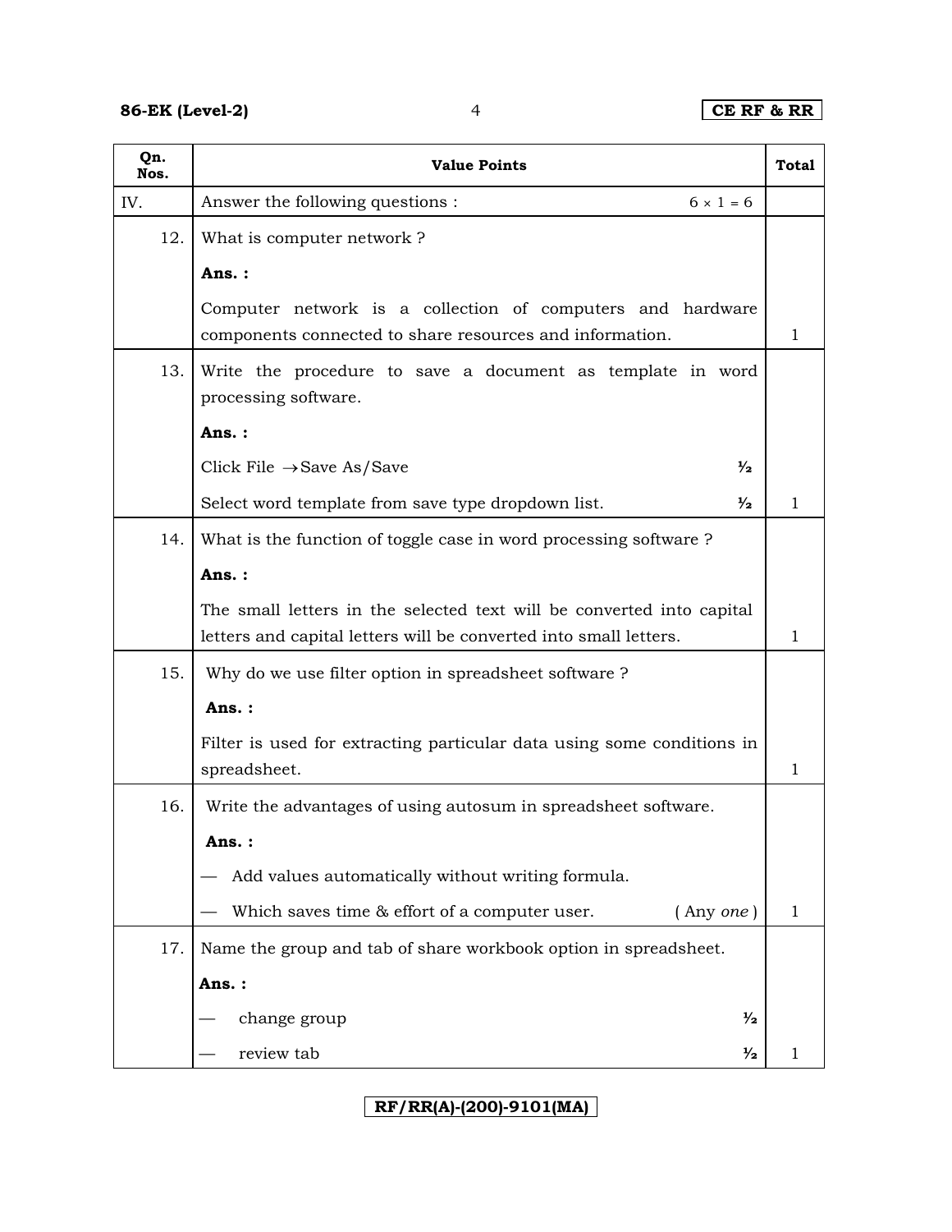| Qn. Nos. | Value Points | Total |
|---|---|---|
| IV. | Answer the following questions : $6 \times 1 = 6$ | |
| 12. | What is computer network ?<br><br>**Ans. :**<br><br>Computer network is a collection of computers and hardware components connected to share resources and information. | 1 |
| 13. | Write the procedure to save a document as template in word processing software.<br><br>**Ans. :**<br><br>Click File $\rightarrow$ Save As/Save **½**<br><br>Select word template from save type dropdown list. **½** | 1 |
| 14. | What is the function of toggle case in word processing software ?<br><br>**Ans. :**<br><br>The small letters in the selected text will be converted into capital letters and capital letters will be converted into small letters. | 1 |
| 15. | Why do we use filter option in spreadsheet software ?<br><br>**Ans. :**<br><br>Filter is used for extracting particular data using some conditions in spreadsheet. | 1 |
| 16. | Write the advantages of using autosum in spreadsheet software.<br><br>**Ans. :**<br><br>— Add values automatically without writing formula.<br><br>— Which saves time & effort of a computer user. ( Any *one* ) | 1 |
| 17. | Name the group and tab of share workbook option in spreadsheet.<br><br>**Ans. :**<br><br>— change group **½**<br><br>— review tab **½** | 1 |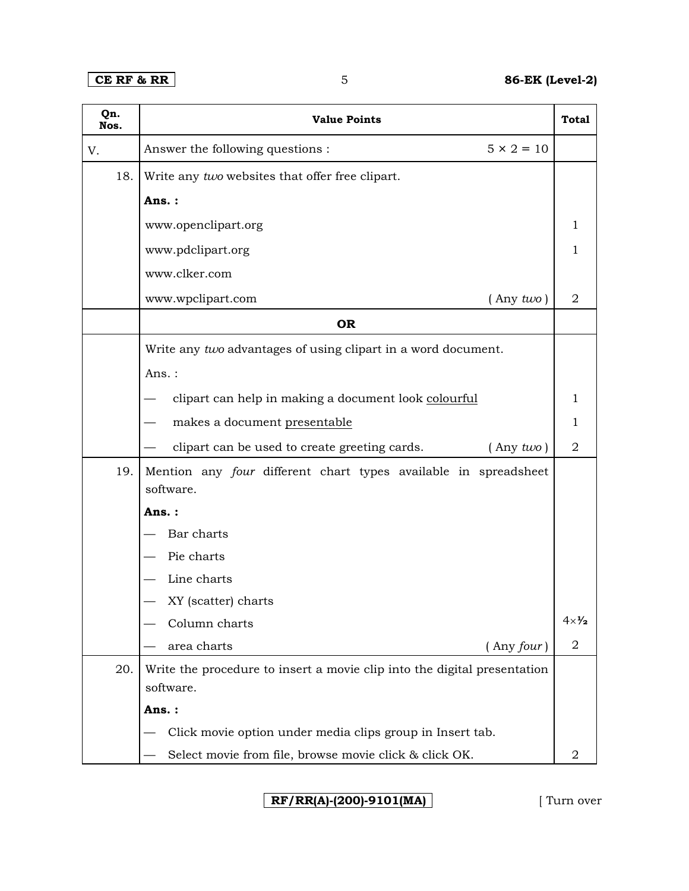| Qn. Nos. | Value Points | Total |
|---|---|---|
| V. | Answer the following questions : $5 \times 2 = 10$ | |
| 18. | Write any *two* websites that offer free clipart. | |
| | **Ans. :** | |
| | www.openclipart.org | 1 |
| | www.pdclipart.org | 1 |
| | www.clker.com | |
| | www.wpclipart.com ( Any *two* ) | 2 |
| | **OR** | |
| | Write any *two* advantages of using clipart in a word document. | |
| | Ans. : | |
| | — clipart can help in making a document look colourful | 1 |
| | — makes a document presentable | 1 |
| | — clipart can be used to create greeting cards. ( Any *two* ) | 2 |
| 19. | Mention any *four* different chart types available in spreadsheet software. | |
| | **Ans. :** | |
| | — Bar charts | |
| | — Pie charts | |
| | — Line charts | |
| | — XY (scatter) charts | |
| | — Column charts | $4 \times \frac{1}{2}$ |
| | — area charts ( Any *four* ) | 2 |
| 20. | Write the procedure to insert a movie clip into the digital presentation software. | |
| | **Ans. :** | |
| | — Click movie option under media clips group in Insert tab. | |
| | — Select movie from file, browse movie click & click OK. | 2 |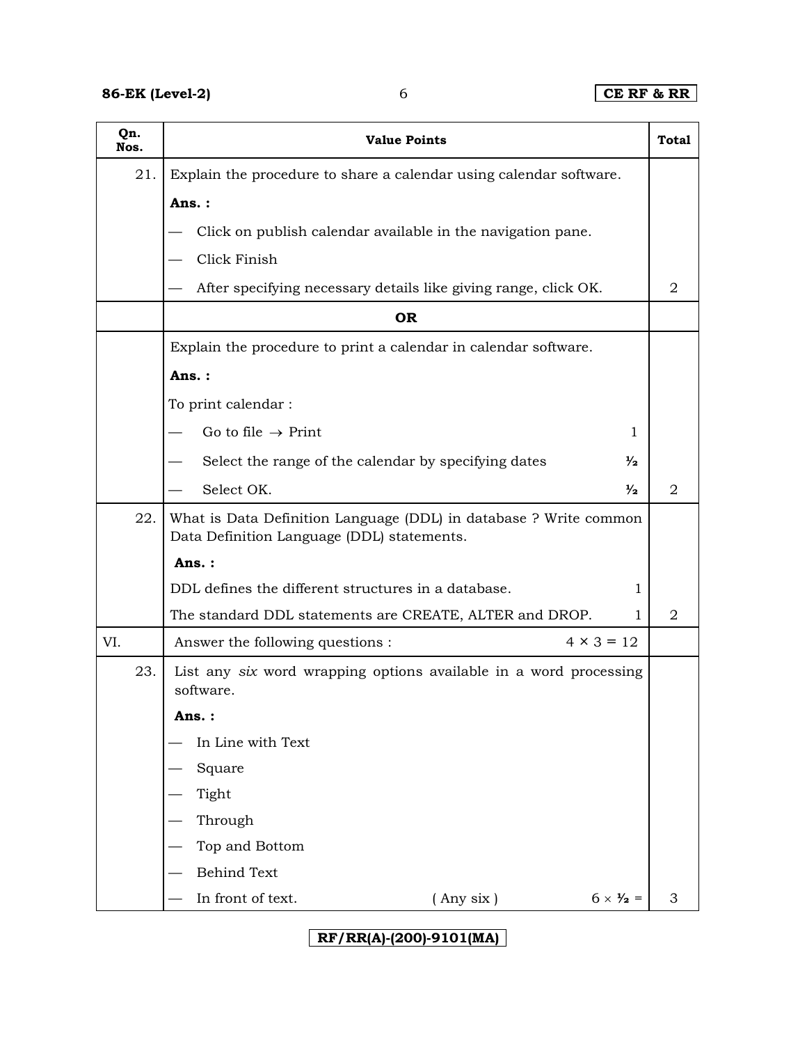| Qn. Nos. | Value Points | Total |
|---|---|---|
| 21. | Explain the procedure to share a calendar using calendar software. | |
| | **Ans. :** | |
| | — Click on publish calendar available in the navigation pane. | |
| | — Click Finish | |
| | — After specifying necessary details like giving range, click OK. | 2 |
| | **OR** | |
| | Explain the procedure to print a calendar in calendar software. | |
| | **Ans. :** | |
| | To print calendar : | |
| | — Go to file → Print — 1 | |
| | — Select the range of the calendar by specifying dates — ½ | |
| | — Select OK. — ½ | 2 |
| 22. | What is Data Definition Language (DDL) in database ? Write common Data Definition Language (DDL) statements. | |
| | **Ans. :** | |
| | DDL defines the different structures in a database. — 1 | |
| | The standard DDL statements are CREATE, ALTER and DROP. — 1 | 2 |
| VI. | Answer the following questions : $4 \times 3 = 12$ | |
| 23. | List any *six* word wrapping options available in a word processing software. | |
| | **Ans. :** | |
| | — In Line with Text | |
| | — Square | |
| | — Tight | |
| | — Through | |
| | — Top and Bottom | |
| | — Behind Text | |
| | — In front of text. ( Any six ) $6 \times ½ =$ | 3 |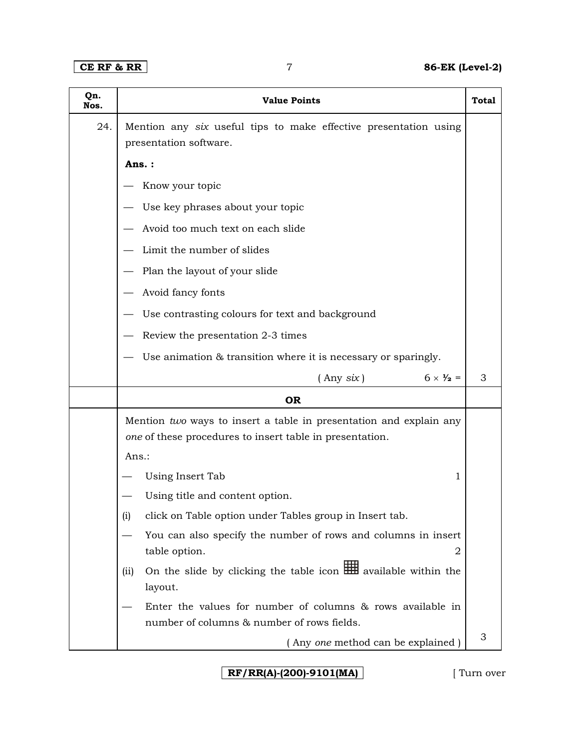| Qn. Nos. | Value Points | Total |
|---|---|---|
| 24. | Mention any *six* useful tips to make effective presentation using presentation software.<br><br>**Ans. :**<br><br>— Know your topic<br>— Use key phrases about your topic<br>— Avoid too much text on each slide<br>— Limit the number of slides<br>— Plan the layout of your slide<br>— Avoid fancy fonts<br>— Use contrasting colours for text and background<br>— Review the presentation 2-3 times<br>— Use animation & transition where it is necessary or sparingly.<br><br>( Any *six* ) $6 \times \frac{1}{2}$ = | 3 |
| | **OR** | |
| | Mention *two* ways to insert a table in presentation and explain any *one* of these procedures to insert table in presentation.<br><br>Ans.:<br><br>— Using Insert Tab 1<br>— Using title and content option.<br><br>(i) click on Table option under Tables group in Insert tab.<br>— You can also specify the number of rows and columns in insert table option. 2<br><br>(ii) On the slide by clicking the table icon ▦ available within the layout.<br>— Enter the values for number of columns & rows available in number of columns & number of rows fields.<br><br>( Any *one* method can be explained ) | 3 |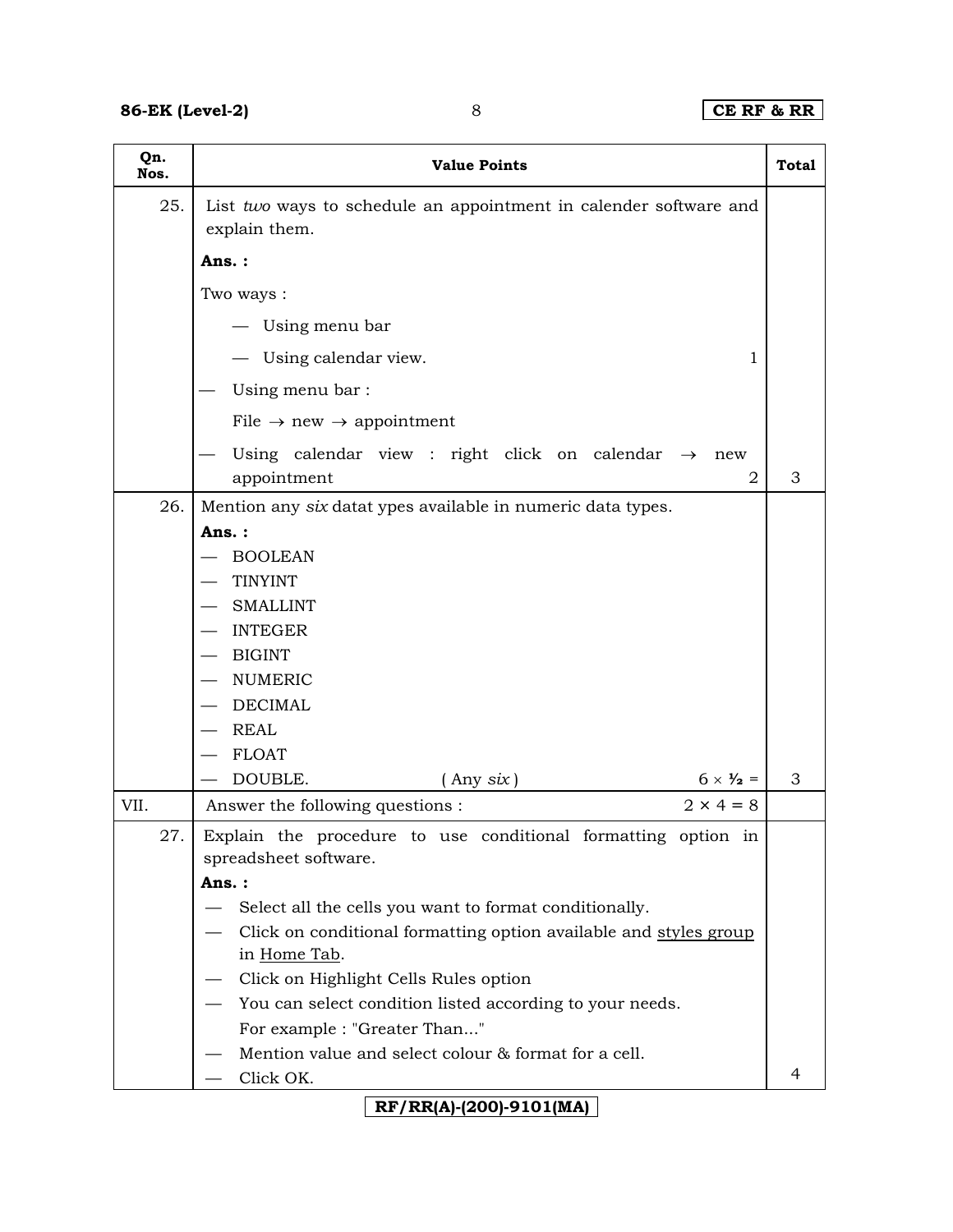| Qn. Nos. | Value Points | Total |
|---|---|---|
| 25. | List *two* ways to schedule an appointment in calender software and explain them.<br>**Ans. :**<br>Two ways :<br>— Using menu bar<br>— Using calendar view. 1<br>— Using menu bar :<br>File → new → appointment<br>— Using calendar view : right click on calendar → new appointment 2 | 3 |
| 26. | Mention any *six* datat ypes available in numeric data types.<br>**Ans. :**<br>— BOOLEAN<br>— TINYINT<br>— SMALLINT<br>— INTEGER<br>— BIGINT<br>— NUMERIC<br>— DECIMAL<br>— REAL<br>— FLOAT<br>— DOUBLE. ( Any *six* ) $6 \times ½ =$ | 3 |
| VII. | Answer the following questions : $2 \times 4 = 8$ | |
| 27. | Explain the procedure to use conditional formatting option in spreadsheet software.<br>**Ans. :**<br>— Select all the cells you want to format conditionally.<br>— Click on conditional formatting option available and styles group in Home Tab.<br>— Click on Highlight Cells Rules option<br>— You can select condition listed according to your needs. For example : "Greater Than..."<br>— Mention value and select colour & format for a cell.<br>— Click OK. | 4 |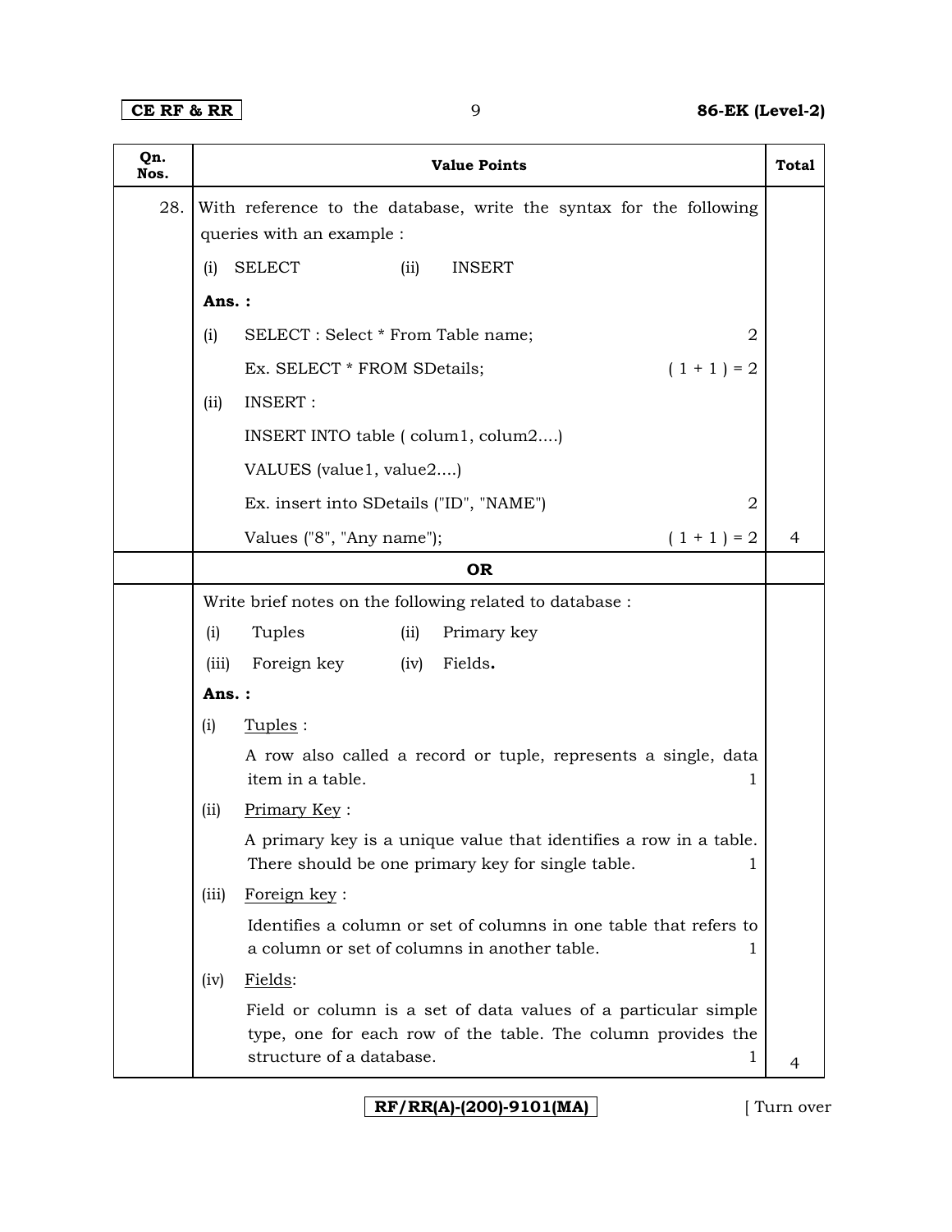| Qn. Nos. | Value Points | Total |
|---|---|---|
| 28. | With reference to the database, write the syntax for the following queries with an example :<br>(i) SELECT (ii) INSERT<br>**Ans. :**<br>(i) SELECT : Select * From Table name; 2<br>Ex. SELECT * FROM SDetails; ( 1 + 1 ) = 2<br>(ii) INSERT :<br>INSERT INTO table ( colum1, colum2....)<br>VALUES (value1, value2....)<br>Ex. insert into SDetails ("ID", "NAME") 2<br>Values ("8", "Any name"); ( 1 + 1 ) = 2 | 4 |
| | **OR** | |
| | Write brief notes on the following related to database :<br>(i) Tuples (ii) Primary key<br>(iii) Foreign key (iv) Fields**.**<br>**Ans. :**<br>(i) Tuples :<br>A row also called a record or tuple, represents a single, data item in a table. 1<br>(ii) Primary Key :<br>A primary key is a unique value that identifies a row in a table. There should be one primary key for single table. 1<br>(iii) Foreign key :<br>Identifies a column or set of columns in one table that refers to a column or set of columns in another table. 1<br>(iv) Fields:<br>Field or column is a set of data values of a particular simple type, one for each row of the table. The column provides the structure of a database. 1 | 4 |

RF/RR(A)-(200)-9101(MA)

[ Turn over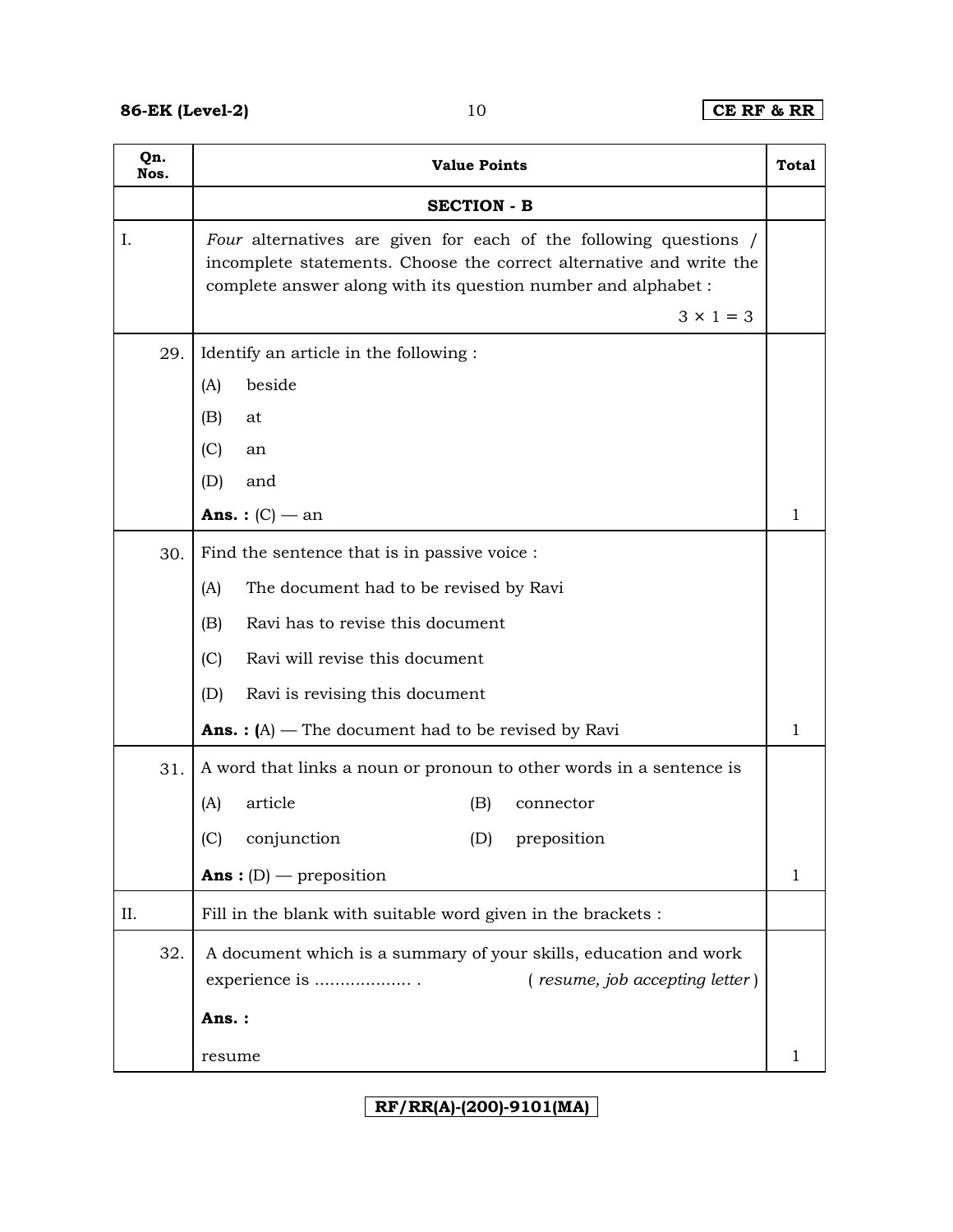| Qn. Nos. | Value Points | Total |
|---|---|---|
| | **SECTION - B** | |
| I. | *Four* alternatives are given for each of the following questions / incomplete statements. Choose the correct alternative and write the complete answer along with its question number and alphabet : $3 \times 1 = 3$ | |
| 29. | Identify an article in the following : <br> (A) beside <br> (B) at <br> (C) an <br> (D) and <br> **Ans. :** (C) — an | 1 |
| 30. | Find the sentence that is in passive voice : <br> (A) The document had to be revised by Ravi <br> (B) Ravi has to revise this document <br> (C) Ravi will revise this document <br> (D) Ravi is revising this document <br> **Ans. : (**A) — The document had to be revised by Ravi | 1 |
| 31. | A word that links a noun or pronoun to other words in a sentence is <br> (A) article (B) connector <br> (C) conjunction (D) preposition <br> **Ans :** (D) — preposition | 1 |
| II. | Fill in the blank with suitable word given in the brackets : | |
| 32. | A document which is a summary of your skills, education and work experience is ................... . ( *resume, job accepting letter* ) <br> **Ans. :** <br> resume | 1 |

RF/RR(A)-(200)-9101(MA)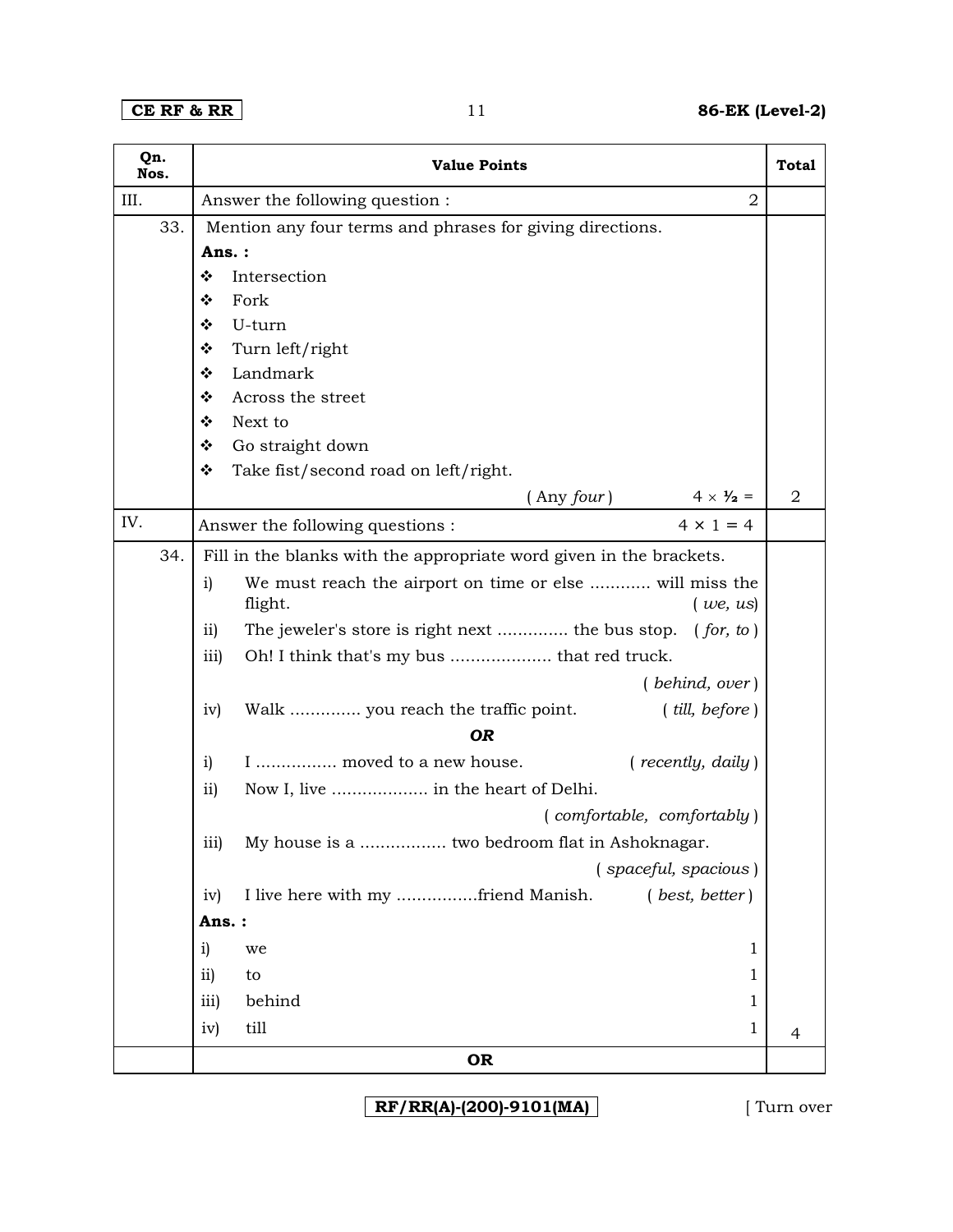| Qn. Nos. | Value Points | Total |
|---|---|---|
| III. | Answer the following question : 2 | |
| 33. | Mention any four terms and phrases for giving directions.<br>**Ans. :**<br>❖ Intersection<br>❖ Fork<br>❖ U-turn<br>❖ Turn left/right<br>❖ Landmark<br>❖ Across the street<br>❖ Next to<br>❖ Go straight down<br>❖ Take fist/second road on left/right.<br>( Any *four* ) $4 \times ½$ = | 2 |
| IV. | Answer the following questions : $4 \times 1 = 4$ | |
| 34. | Fill in the blanks with the appropriate word given in the brackets.<br>i) We must reach the airport on time or else ............ will miss the flight. ( *we, us*)<br>ii) The jeweler's store is right next ............. the bus stop. ( *for, to* )<br>iii) Oh! I think that's my bus .................... that red truck. ( *behind, over* )<br>iv) Walk ............. you reach the traffic point. ( *till, before* )<br>***OR***<br>i) I ............... moved to a new house. ( *recently, daily* )<br>ii) Now I, live ................... in the heart of Delhi. ( *comfortable, comfortably* )<br>iii) My house is a ................. two bedroom flat in Ashoknagar. ( *spaceful, spacious* )<br>iv) I live here with my ................friend Manish. ( *best, better* )<br>**Ans. :**<br>i) we 1<br>ii) to 1<br>iii) behind 1<br>iv) till 1 | 4 |
| | **OR** | |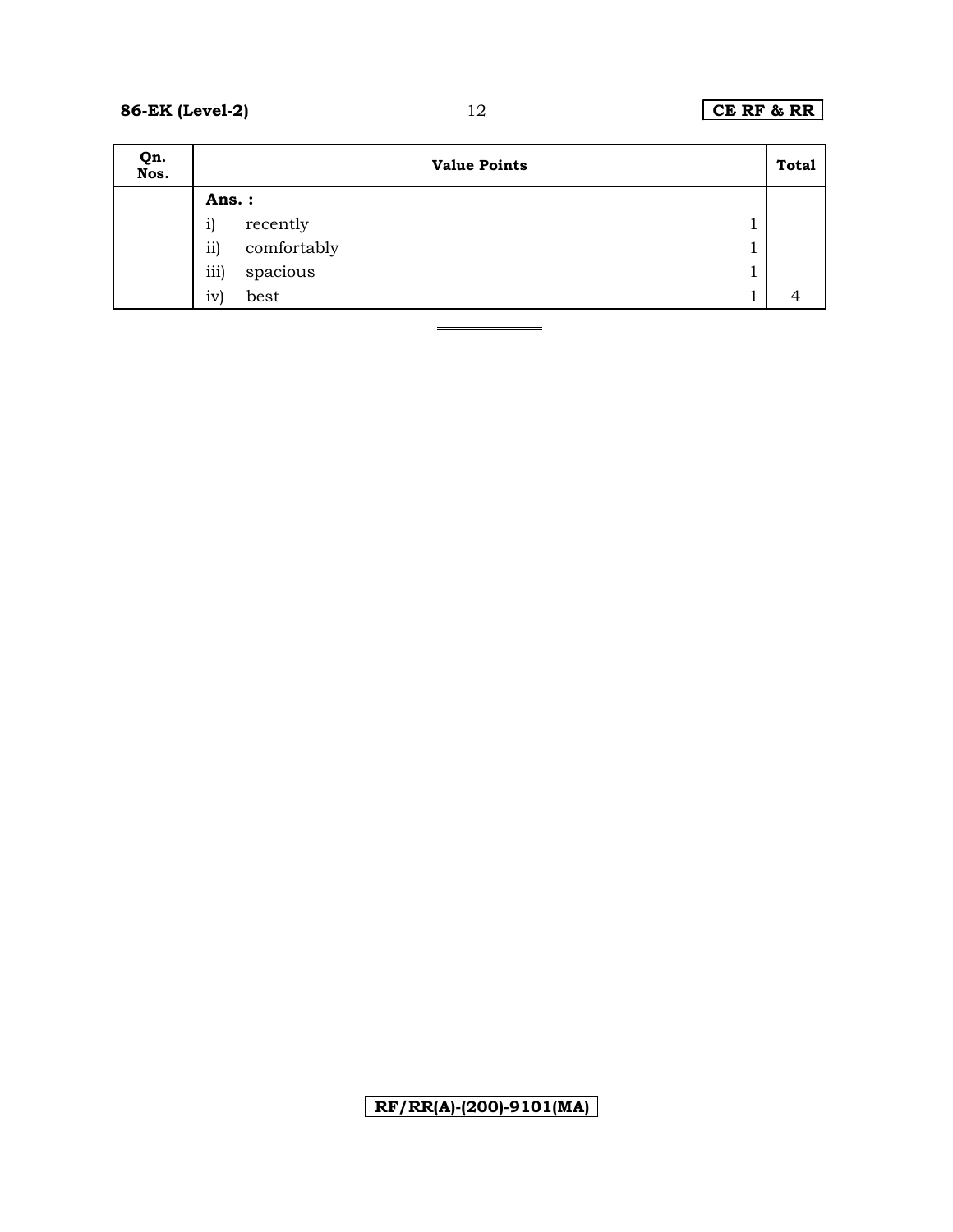| Qn. Nos. | Value Points | | Total |
|---|---|---|---|
| | **Ans. :** | | |
| | i) recently | 1 | |
| | ii) comfortably | 1 | |
| | iii) spacious | 1 | |
| | iv) best | 1 | 4 |